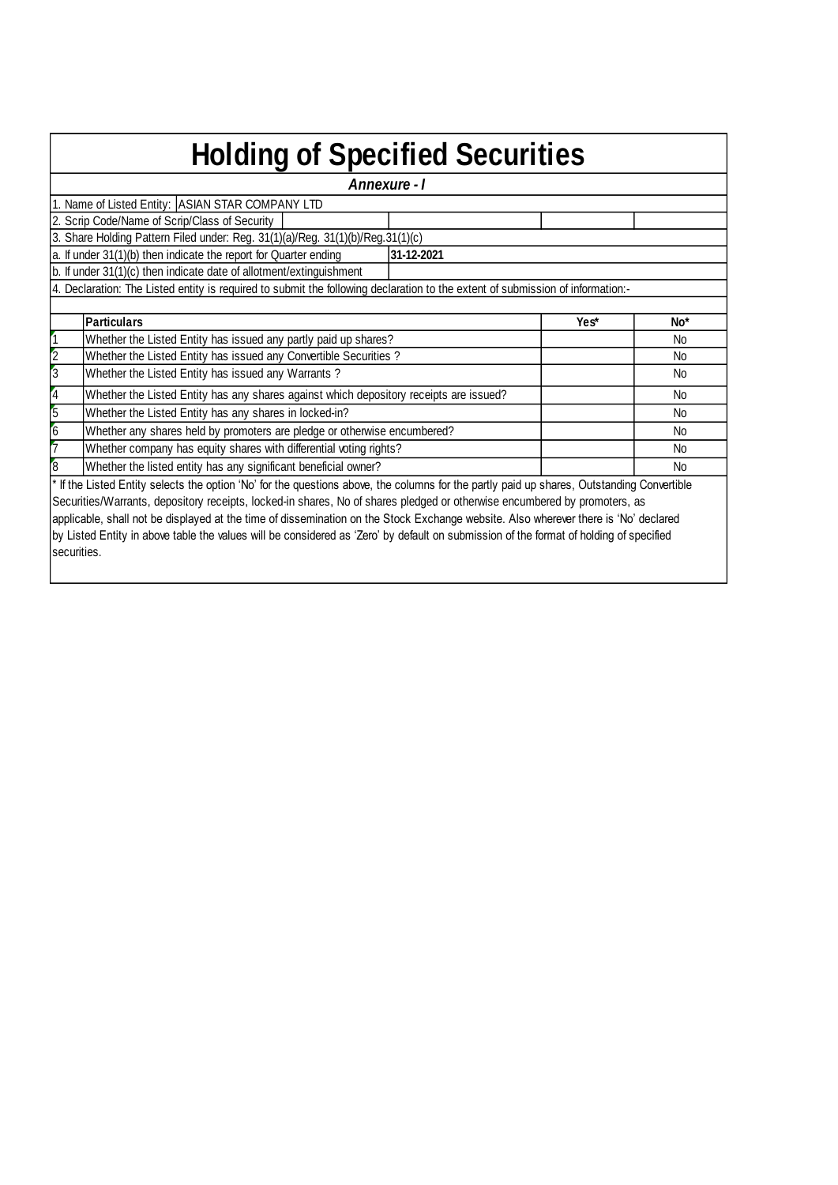# Holding of Specified Securities

***Annexure - I***

1. Name of Listed Entity: ASIAN STAR COMPANY LTD

2. Scrip Code/Name of Scrip/Class of Security

3. Share Holding Pattern Filed under: Reg. 31(1)(a)/Reg. 31(1)(b)/Reg.31(1)(c)

a. If under 31(1)(b) then indicate the report for Quarter ending **31-12-2021**

b. If under 31(1)(c) then indicate date of allotment/extinguishment

4. Declaration: The Listed entity is required to submit the following declaration to the extent of submission of information:-

| | Particulars | Yes* | No* |
|---|---|---|---|
| 1 | Whether the Listed Entity has issued any partly paid up shares? | | No |
| 2 | Whether the Listed Entity has issued any Convertible Securities ? | | No |
| 3 | Whether the Listed Entity has issued any Warrants ? | | No |
| 4 | Whether the Listed Entity has any shares against which depository receipts are issued? | | No |
| 5 | Whether the Listed Entity has any shares in locked-in? | | No |
| 6 | Whether any shares held by promoters are pledge or otherwise encumbered? | | No |
| 7 | Whether company has equity shares with differential voting rights? | | No |
| 8 | Whether the listed entity has any significant beneficial owner? | | No |

* If the Listed Entity selects the option 'No' for the questions above, the columns for the partly paid up shares, Outstanding Convertible Securities/Warrants, depository receipts, locked-in shares, No of shares pledged or otherwise encumbered by promoters, as applicable, shall not be displayed at the time of dissemination on the Stock Exchange website. Also wherever there is 'No' declared by Listed Entity in above table the values will be considered as 'Zero' by default on submission of the format of holding of specified securities.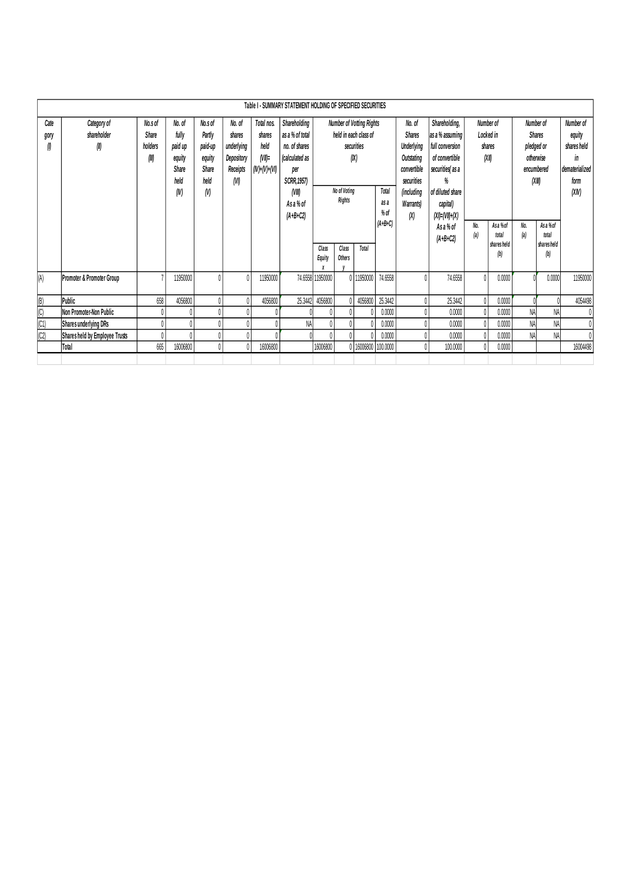| Table I - SUMMARY STATEMENT HOLDING OF SPECIFIED SECURITIES | | | | | | | | | | | | | | | | | | | |
|---|---|---|---|---|---|---|---|---|---|---|---|---|---|---|---|---|---|---|---|
| Category (I) | Category of shareholder (II) | No.s of Share holders (III) | No. of fully paid up equity Share held (IV) | No.s of Partly paid-up equity Share held (V) | No. of shares underlying Depository Receipts (VI) | Total nos. shares held (VII)= (IV)+(V)+(VI) | Shareholding as a % of total no. of shares (calculated as per SCRR,1957) (VIII) As a % of (A+B+C2) | Number of Votting Rights held in each class of securities (IX) | | | | No. of Shares Underlying Outstating convertible securities (including Warrants) (X) | Shareholding, as a % assuming full conversion of convertible securities( as a % of diluted share capital) (XI)=(VII)+(X) As a % of (A+B+C2) | Number of Locked in shares (XII) | | Number of Shares pledged or otherwise encumbered (XIII) | | Number of equity shares held in dematerialized form (XIV) |
| | | | | | | | | No of Voting Rights | | | Total as a % of (A+B+C) | | | No. (a) | As a % of total shares held (b) | No. (a) | As a % of total shares held (b) | |
| | | | | | | | | Class Equity x | Class Others y | Total | | | | | | | | |
| (A) | Promoter & Promoter Group | 7 | 11950000 | 0 | 0 | 11950000 | 74.6558 | 11950000 | 0 | 11950000 | 74.6558 | 0 | 74.6558 | 0 | 0.0000 | 0 | 0.0000 | 11950000 |
| (B) | Public | 658 | 4056800 | 0 | 0 | 4056800 | 25.3442 | 4056800 | 0 | 4056800 | 25.3442 | 0 | 25.3442 | 0 | 0.0000 | 0 | 0 | 4054498 |
| (C) | Non Promoter-Non Public | 0 | 0 | 0 | 0 | 0 | 0 | 0 | 0 | 0 | 0.0000 | 0 | 0.0000 | 0 | 0.0000 | NA | NA | 0 |
| (C1) | Shares underlying DRs | 0 | 0 | 0 | 0 | 0 | NA | 0 | 0 | 0 | 0.0000 | 0 | 0.0000 | 0 | 0.0000 | NA | NA | 0 |
| (C2) | Shares held by Employee Trusts | 0 | 0 | 0 | 0 | 0 | 0 | 0 | 0 | 0 | 0.0000 | 0 | 0.0000 | 0 | 0.0000 | NA | NA | 0 |
| | Total | 665 | 16006800 | 0 | 0 | 16006800 | | 16006800 | 0 | 16006800 | 100.0000 | 0 | 100.0000 | 0 | 0.0000 | | | 16004498 |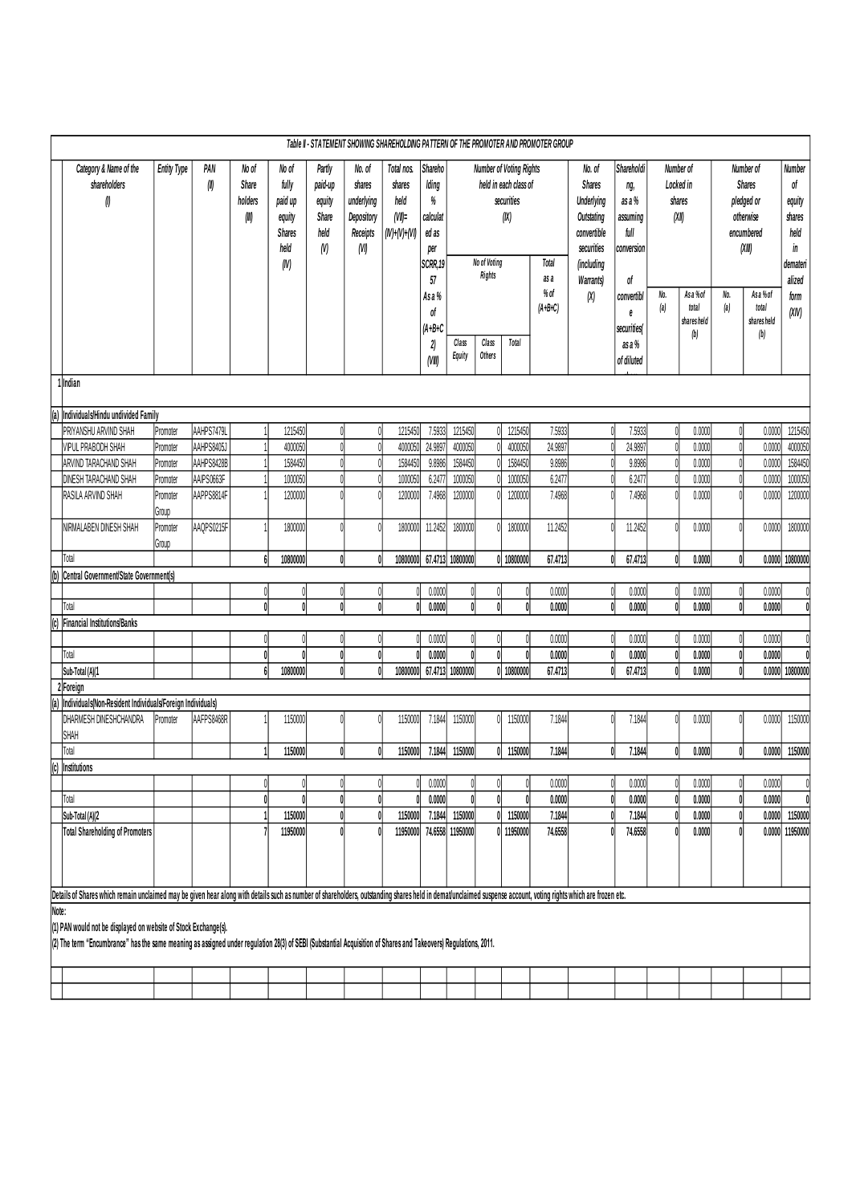## Table II - STATEMENT SHOWING SHAREHOLDING PATTERN OF THE PROMOTER AND PROMOTER GROUP

| | Category & Name of the shareholders (I) | Entity Type | PAN (II) | No of Share holders (III) | No of fully paid up equity Shares held (IV) | Partly paid-up equity Share held (V) | No. of shares underlying Depository Receipts (VI) | Total nos. shares held (VII)= (IV)+(V)+(VI) | Shareholding % calculated as per SCRR,1957 As a % of (A+B+C2) (VIII) | Number of Voting Rights held in each class of securities (IX) | | | | No. of Shares Underlying Outstating convertible securities (including Warrants) (X) | Shareholding, as a % assuming full conversion of convertible securities( as a % of diluted | Number of Locked in shares (XII) | | Number of Shares pledged or otherwise encumbered (XIII) | | Number of equity shares held in dematerialized form (XIV) |
|---|---|---|---|---|---|---|---|---|---|---|---|---|---|---|---|---|---|---|---|---|
| | | | | | | | | | | No of Voting Rights | | | Total as a % of (A+B+C) | | | No. (a) | As a % of total shares held (b) | No. (a) | As a % of total shares held (b) | |
| | | | | | | | | | | Class Equity | Class Others | Total | | | | | | | | |
| 1 | Indian | | | | | | | | | | | | | | | | | | | |
| (a) | Individuals/Hindu undivided Family | | | | | | | | | | | | | | | | | | | |
| | PRIYANSHU ARVIND SHAH | Promoter | AAHPS7479L | 1 | 1215450 | 0 | 0 | 1215450 | 7.5933 | 1215450 | 0 | 1215450 | 7.5933 | 0 | 7.5933 | 0 | 0.0000 | 0 | 0.0000 | 1215450 |
| | VIPUL PRABODH SHAH | Promoter | AAHPS8405J | 1 | 4000050 | 0 | 0 | 4000050 | 24.9897 | 4000050 | 0 | 4000050 | 24.9897 | 0 | 24.9897 | 0 | 0.0000 | 0 | 0.0000 | 4000050 |
| | ARVIND TARACHAND SHAH | Promoter | AAHPS8428B | 1 | 1584450 | 0 | 0 | 1584450 | 9.8986 | 1584450 | 0 | 1584450 | 9.8986 | 0 | 9.8986 | 0 | 0.0000 | 0 | 0.0000 | 1584450 |
| | DINESH TARACHAND SHAH | Promoter | AAIPS0663F | 1 | 1000050 | 0 | 0 | 1000050 | 6.2477 | 1000050 | 0 | 1000050 | 6.2477 | 0 | 6.2477 | 0 | 0.0000 | 0 | 0.0000 | 1000050 |
| | RASILA ARVIND SHAH | Promoter Group | AAPPS8814F | 1 | 1200000 | 0 | 0 | 1200000 | 7.4968 | 1200000 | 0 | 1200000 | 7.4968 | 0 | 7.4968 | 0 | 0.0000 | 0 | 0.0000 | 1200000 |
| | NIRMALABEN DINESH SHAH | Promoter Group | AAQPS0215F | 1 | 1800000 | 0 | 0 | 1800000 | 11.2452 | 1800000 | 0 | 1800000 | 11.2452 | 0 | 11.2452 | 0 | 0.0000 | 0 | 0.0000 | 1800000 |
| | Total | | | 6 | 10800000 | 0 | 0 | 10800000 | 67.4713 | 10800000 | 0 | 10800000 | 67.4713 | 0 | 67.4713 | 0 | 0.0000 | 0 | 0.0000 | 10800000 |
| (b) | Central Government/State Government(s) | | | | | | | | | | | | | | | | | | | |
| | | | | 0 | 0 | 0 | 0 | 0 | 0.0000 | 0 | 0 | 0 | 0.0000 | 0 | 0.0000 | 0 | 0.0000 | 0 | 0.0000 | 0 |
| | Total | | | 0 | 0 | 0 | 0 | 0 | 0.0000 | 0 | 0 | 0 | 0.0000 | 0 | 0.0000 | 0 | 0.0000 | 0 | 0.0000 | 0 |
| (c) | Financial Institutions/Banks | | | | | | | | | | | | | | | | | | | |
| | | | | 0 | 0 | 0 | 0 | 0 | 0.0000 | 0 | 0 | 0 | 0.0000 | 0 | 0.0000 | 0 | 0.0000 | 0 | 0.0000 | 0 |
| | Total | | | 0 | 0 | 0 | 0 | 0 | 0.0000 | 0 | 0 | 0 | 0.0000 | 0 | 0.0000 | 0 | 0.0000 | 0 | 0.0000 | 0 |
| | Sub-Total (A)(1) | | | 6 | 10800000 | 0 | 0 | 10800000 | 67.4713 | 10800000 | 0 | 10800000 | 67.4713 | 0 | 67.4713 | 0 | 0.0000 | 0 | 0.0000 | 10800000 |
| 2 | Foreign | | | | | | | | | | | | | | | | | | | |
| (a) | Individuals(Non-Resident Individuals/Foreign Individuals) | | | | | | | | | | | | | | | | | | | |
| | DHARMESH DINESHCHANDRA SHAH | Promoter | AAFPS8468R | 1 | 1150000 | 0 | 0 | 1150000 | 7.1844 | 1150000 | 0 | 1150000 | 7.1844 | 0 | 7.1844 | 0 | 0.0000 | 0 | 0.0000 | 1150000 |
| | Total | | | 1 | 1150000 | 0 | 0 | 1150000 | 7.1844 | 1150000 | 0 | 1150000 | 7.1844 | 0 | 7.1844 | 0 | 0.0000 | 0 | 0.0000 | 1150000 |
| (c) | Institutions | | | | | | | | | | | | | | | | | | | |
| | | | | 0 | 0 | 0 | 0 | 0 | 0.0000 | 0 | 0 | 0 | 0.0000 | 0 | 0.0000 | 0 | 0.0000 | 0 | 0.0000 | 0 |
| | Total | | | 0 | 0 | 0 | 0 | 0 | 0.0000 | 0 | 0 | 0 | 0.0000 | 0 | 0.0000 | 0 | 0.0000 | 0 | 0.0000 | 0 |
| | Sub-Total (A)(2) | | | 1 | 1150000 | 0 | 0 | 1150000 | 7.1844 | 1150000 | 0 | 1150000 | 7.1844 | 0 | 7.1844 | 0 | 0.0000 | 0 | 0.0000 | 1150000 |
| | Total Shareholding of Promoters | | | 7 | 11950000 | 0 | 0 | 11950000 | 74.6558 | 11950000 | 0 | 11950000 | 74.6558 | 0 | 74.6558 | 0 | 0.0000 | 0 | 0.0000 | 11950000 |

Details of Shares which remain unclaimed may be given hear along with details such as number of shareholders, outstanding shares held in demat/unclaimed suspense account, voting rights which are frozen etc.

Note:

(1) PAN would not be displayed on website of Stock Exchange(s).

(2) The term "Encumbrance" has the same meaning as assigned under regulation 28(3) of SEBI (Substantial Acquisition of Shares and Takeovers) Regulations, 2011.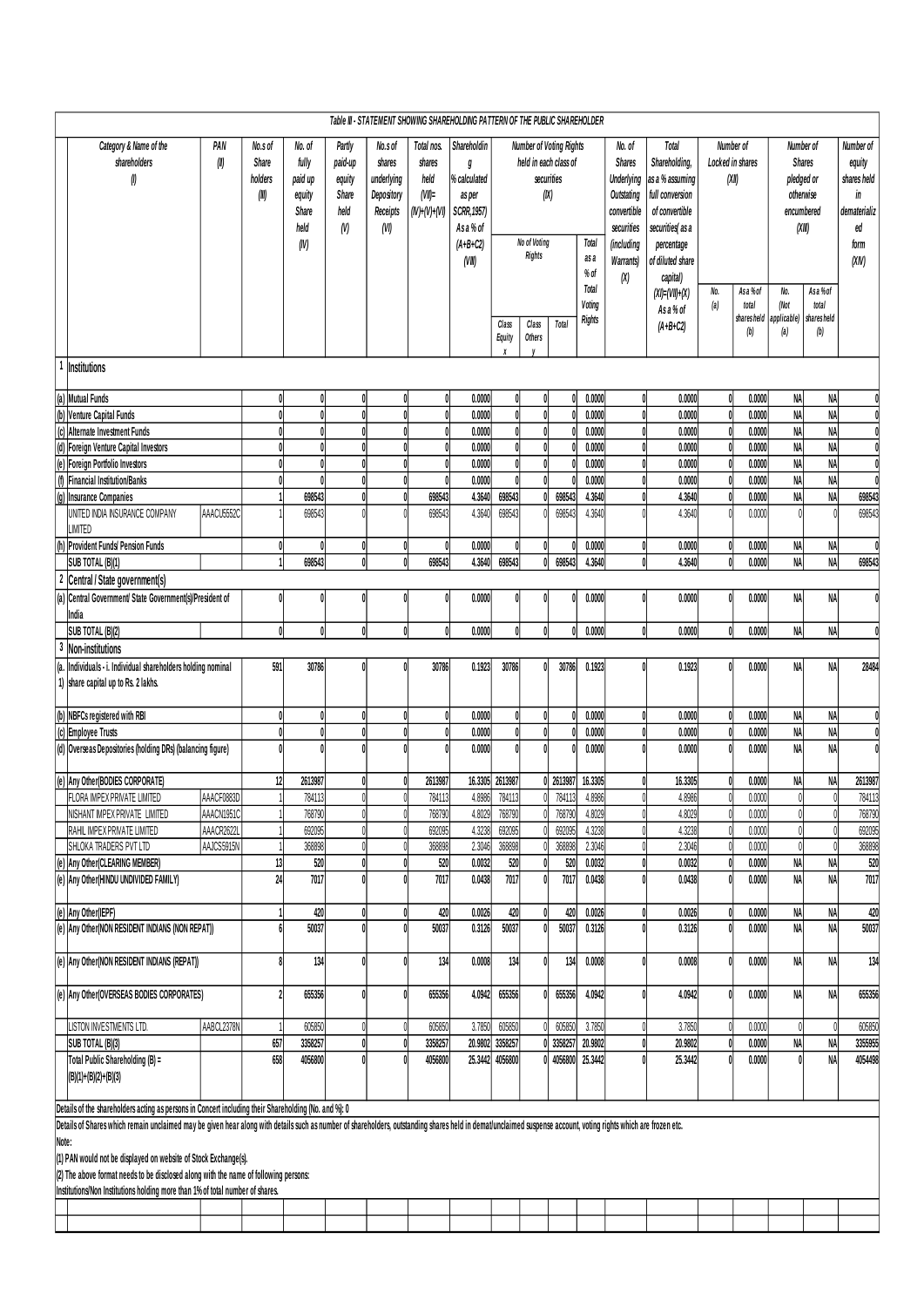## Table III - STATEMENT SHOWING SHAREHOLDING PATTERN OF THE PUBLIC SHAREHOLDER

| | Category & Name of the shareholders (I) | PAN (II) | No.s of Share holders (III) | No. of fully paid up equity Share held (IV) | Partly paid-up equity Share held (V) | No.s of shares underlying Depository Receipts (VI) | Total nos. shares held (VII)= (IV)+(V)+(VI) | Shareholding % calculated as per SCRR,1957) As a % of (A+B+C2) (VIII) | Number of Voting Rights held in each class of securities (IX) | | | | No. of Shares Underlying Outstating convertible securities (including Warrants) (X) | Total Shareholding, as a % assuming full conversion of convertible securities( as a percentage of diluted share capital) (XI)=(VII)+(X) As a % of (A+B+C2) | Number of Locked in shares (XII) | | Number of Shares pledged or otherwise encumbered (XIII) | | Number of equity shares held in dematerialized form (XIV) |
|---|---|---|---|---|---|---|---|---|---|---|---|---|---|---|---|---|---|---|---|
| | | | | | | | | | No of Voting Rights | | | Total as a % of Total Voting Rights | | | No. (a) | As a % of total shares held (b) | No. (Not applicable) (a) | As a % of total shares held (b) | |
| | | | | | | | | | Class Equity x | Class Others y | Total | | | | | | | | |
| 1 | Institutions | | | | | | | | | | | | | | | | | | |
| (a) | Mutual Funds | | 0 | 0 | 0 | 0 | 0 | 0.0000 | 0 | 0 | 0 | 0.0000 | 0 | 0.0000 | 0 | 0.0000 | NA | NA | 0 |
| (b) | Venture Capital Funds | | 0 | 0 | 0 | 0 | 0 | 0.0000 | 0 | 0 | 0 | 0.0000 | 0 | 0.0000 | 0 | 0.0000 | NA | NA | 0 |
| (c) | Alternate Investment Funds | | 0 | 0 | 0 | 0 | 0 | 0.0000 | 0 | 0 | 0 | 0.0000 | 0 | 0.0000 | 0 | 0.0000 | NA | NA | 0 |
| (d) | Foreign Venture Capital Investors | | 0 | 0 | 0 | 0 | 0 | 0.0000 | 0 | 0 | 0 | 0.0000 | 0 | 0.0000 | 0 | 0.0000 | NA | NA | 0 |
| (e) | Foreign Portfolio Investors | | 0 | 0 | 0 | 0 | 0 | 0.0000 | 0 | 0 | 0 | 0.0000 | 0 | 0.0000 | 0 | 0.0000 | NA | NA | 0 |
| (f) | Financial Institution/Banks | | 0 | 0 | 0 | 0 | 0 | 0.0000 | 0 | 0 | 0 | 0.0000 | 0 | 0.0000 | 0 | 0.0000 | NA | NA | 0 |
| (g) | Insurance Companies | | 1 | 698543 | 0 | 0 | 698543 | 4.3640 | 698543 | 0 | 698543 | 4.3640 | 0 | 4.3640 | 0 | 0.0000 | NA | NA | 698543 |
| | UNITED INDIA INSURANCE COMPANY LIMITED | AAACU5552C | 1 | 698543 | 0 | 0 | 698543 | 4.3640 | 698543 | 0 | 698543 | 4.3640 | 0 | 4.3640 | 0 | 0.0000 | 0 | 0 | 698543 |
| (h) | Provident Funds/ Pension Funds | | 0 | 0 | 0 | 0 | 0 | 0.0000 | 0 | 0 | 0 | 0.0000 | 0 | 0.0000 | 0 | 0.0000 | NA | NA | 0 |
| | SUB TOTAL (B)(1) | | 1 | 698543 | 0 | 0 | 698543 | 4.3640 | 698543 | 0 | 698543 | 4.3640 | 0 | 4.3640 | 0 | 0.0000 | NA | NA | 698543 |
| 2 | Central / State government(s) | | | | | | | | | | | | | | | | | | |
| (a) | Central Government/ State Government(s)/President of India | | 0 | 0 | 0 | 0 | 0 | 0.0000 | 0 | 0 | 0 | 0.0000 | 0 | 0.0000 | 0 | 0.0000 | NA | NA | 0 |
| | SUB TOTAL (B)(2) | | 0 | 0 | 0 | 0 | 0 | 0.0000 | 0 | 0 | 0 | 0.0000 | 0 | 0.0000 | 0 | 0.0000 | NA | NA | 0 |
| 3 | Non-institutions | | | | | | | | | | | | | | | | | | |
| (a.1) | Individuals - i. Individual shareholders holding nominal share capital up to Rs. 2 lakhs. | | 591 | 30786 | 0 | 0 | 30786 | 0.1923 | 30786 | 0 | 30786 | 0.1923 | 0 | 0.1923 | 0 | 0.0000 | NA | NA | 28484 |
| (b) | NBFCs registered with RBI | | 0 | 0 | 0 | 0 | 0 | 0.0000 | 0 | 0 | 0 | 0.0000 | 0 | 0.0000 | 0 | 0.0000 | NA | NA | 0 |
| (c) | Employee Trusts | | 0 | 0 | 0 | 0 | 0 | 0.0000 | 0 | 0 | 0 | 0.0000 | 0 | 0.0000 | 0 | 0.0000 | NA | NA | 0 |
| (d) | Overseas Depositories (holding DRs) (balancing figure) | | 0 | 0 | 0 | 0 | 0 | 0.0000 | 0 | 0 | 0 | 0.0000 | 0 | 0.0000 | 0 | 0.0000 | NA | NA | 0 |
| (e) | Any Other(BODIES CORPORATE) | | 12 | 2613987 | 0 | 0 | 2613987 | 16.3305 | 2613987 | 0 | 2613987 | 16.3305 | 0 | 16.3305 | 0 | 0.0000 | NA | NA | 2613987 |
| | FLORA IMPEX PRIVATE LIMITED | AAACF0883D | 1 | 784113 | 0 | 0 | 784113 | 4.8986 | 784113 | 0 | 784113 | 4.8986 | 0 | 4.8986 | 0 | 0.0000 | 0 | 0 | 784113 |
| | NISHANT IMPEX PRIVATE LIMITED | AAACN1951C | 1 | 768790 | 0 | 0 | 768790 | 4.8029 | 768790 | 0 | 768790 | 4.8029 | 0 | 4.8029 | 0 | 0.0000 | 0 | 0 | 768790 |
| | RAHIL IMPEX PRIVATE LIMITED | AAACR2622L | 1 | 692095 | 0 | 0 | 692095 | 4.3238 | 692095 | 0 | 692095 | 4.3238 | 0 | 4.3238 | 0 | 0.0000 | 0 | 0 | 692095 |
| | SHLOKA TRADERS PVT LTD | AAJCS5915N | 1 | 368898 | 0 | 0 | 368898 | 2.3046 | 368898 | 0 | 368898 | 2.3046 | 0 | 2.3046 | 0 | 0.0000 | 0 | 0 | 368898 |
| (e) | Any Other(CLEARING MEMBER) | | 13 | 520 | 0 | 0 | 520 | 0.0032 | 520 | 0 | 520 | 0.0032 | 0 | 0.0032 | 0 | 0.0000 | NA | NA | 520 |
| (e) | Any Other(HINDU UNDIVIDED FAMILY) | | 24 | 7017 | 0 | 0 | 7017 | 0.0438 | 7017 | 0 | 7017 | 0.0438 | 0 | 0.0438 | 0 | 0.0000 | NA | NA | 7017 |
| (e) | Any Other(IEPF) | | 1 | 420 | 0 | 0 | 420 | 0.0026 | 420 | 0 | 420 | 0.0026 | 0 | 0.0026 | 0 | 0.0000 | NA | NA | 420 |
| (e) | Any Other(NON RESIDENT INDIANS (NON REPAT)) | | 6 | 50037 | 0 | 0 | 50037 | 0.3126 | 50037 | 0 | 50037 | 0.3126 | 0 | 0.3126 | 0 | 0.0000 | NA | NA | 50037 |
| (e) | Any Other(NON RESIDENT INDIANS (REPAT)) | | 8 | 134 | 0 | 0 | 134 | 0.0008 | 134 | 0 | 134 | 0.0008 | 0 | 0.0008 | 0 | 0.0000 | NA | NA | 134 |
| (e) | Any Other(OVERSEAS BODIES CORPORATES) | | 2 | 655356 | 0 | 0 | 655356 | 4.0942 | 655356 | 0 | 655356 | 4.0942 | 0 | 4.0942 | 0 | 0.0000 | NA | NA | 655356 |
| | LISTON INVESTMENTS LTD. | AABCL2378N | 1 | 605850 | 0 | 0 | 605850 | 3.7850 | 605850 | 0 | 605850 | 3.7850 | 0 | 3.7850 | 0 | 0.0000 | 0 | 0 | 605850 |
| | SUB TOTAL (B)(3) | | 657 | 3358257 | 0 | 0 | 3358257 | 20.9802 | 3358257 | 0 | 3358257 | 20.9802 | 0 | 20.9802 | 0 | 0.0000 | NA | NA | 3355955 |
| | Total Public Shareholding (B) = (B)(1)+(B)(2)+(B)(3) | | 658 | 4056800 | 0 | 0 | 4056800 | 25.3442 | 4056800 | 0 | 4056800 | 25.3442 | 0 | 25.3442 | 0 | 0.0000 | 0 | NA | 4054498 |

Details of the shareholders acting as persons in Concert including their Shareholding (No. and %): 0

Details of Shares which remain unclaimed may be given hear along with details such as number of shareholders, outstanding shares held in demat/unclaimed suspense account, voting rights which are frozen etc.

Note:

(1) PAN would not be displayed on website of Stock Exchange(s).

(2) The above format needs to be disclosed along with the name of following persons:

Institutions/Non Institutions holding more than 1% of total number of shares.